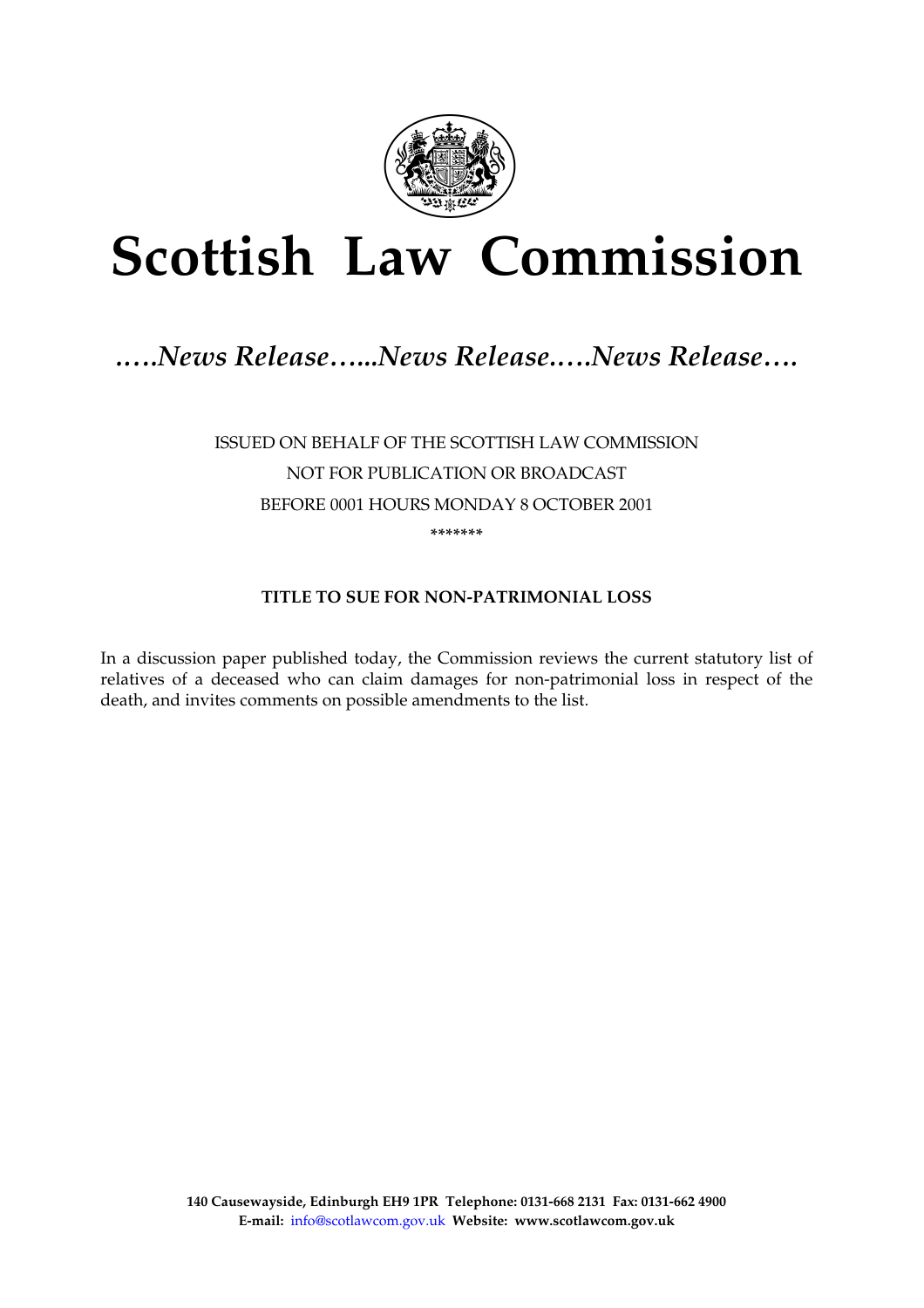# Scottish Law Commission

*…..News Release…...News Release.….News Release….*

ISSUED ON BEHALF OF THE SCOTTISH LAW COMMISSION

NOT FOR PUBLICATION OR BROADCAST

BEFORE 0001 HOURS MONDAY 8 OCTOBER 2001

*******

**TITLE TO SUE FOR NON-PATRIMONIAL LOSS**

In a discussion paper published today, the Commission reviews the current statutory list of relatives of a deceased who can claim damages for non-patrimonial loss in respect of the death, and invites comments on possible amendments to the list.

**140 Causewayside, Edinburgh EH9 1PR Telephone: 0131-668 2131 Fax: 0131-662 4900**
**E-mail:** info@scotlawcom.gov.uk **Website: www.scotlawcom.gov.uk**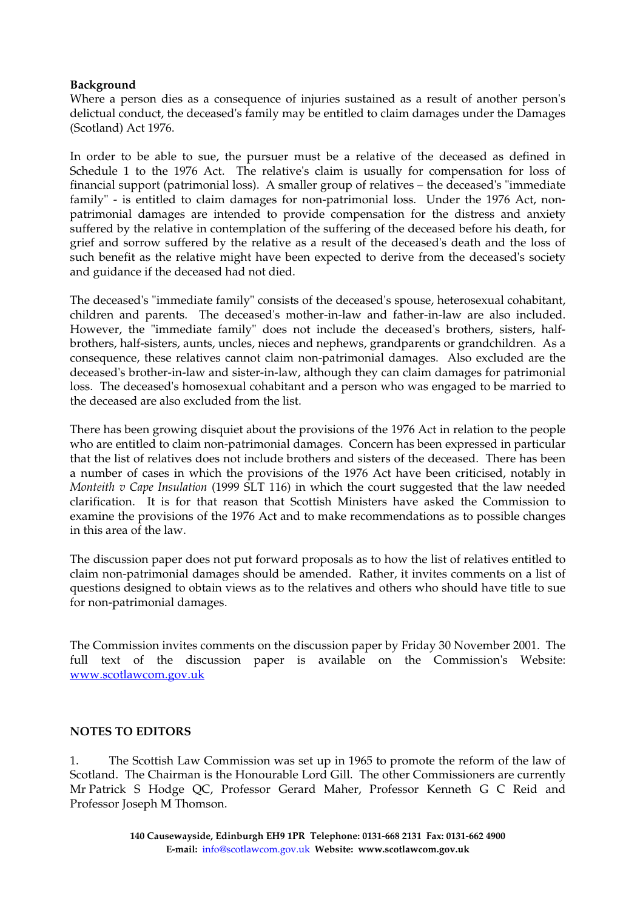**Background**

Where a person dies as a consequence of injuries sustained as a result of another person's delictual conduct, the deceased's family may be entitled to claim damages under the Damages (Scotland) Act 1976.

In order to be able to sue, the pursuer must be a relative of the deceased as defined in Schedule 1 to the 1976 Act. The relative's claim is usually for compensation for loss of financial support (patrimonial loss). A smaller group of relatives – the deceased's "immediate family" - is entitled to claim damages for non-patrimonial loss. Under the 1976 Act, non-patrimonial damages are intended to provide compensation for the distress and anxiety suffered by the relative in contemplation of the suffering of the deceased before his death, for grief and sorrow suffered by the relative as a result of the deceased's death and the loss of such benefit as the relative might have been expected to derive from the deceased's society and guidance if the deceased had not died.

The deceased's "immediate family" consists of the deceased's spouse, heterosexual cohabitant, children and parents. The deceased's mother-in-law and father-in-law are also included. However, the "immediate family" does not include the deceased's brothers, sisters, half-brothers, half-sisters, aunts, uncles, nieces and nephews, grandparents or grandchildren. As a consequence, these relatives cannot claim non-patrimonial damages. Also excluded are the deceased's brother-in-law and sister-in-law, although they can claim damages for patrimonial loss. The deceased's homosexual cohabitant and a person who was engaged to be married to the deceased are also excluded from the list.

There has been growing disquiet about the provisions of the 1976 Act in relation to the people who are entitled to claim non-patrimonial damages. Concern has been expressed in particular that the list of relatives does not include brothers and sisters of the deceased. There has been a number of cases in which the provisions of the 1976 Act have been criticised, notably in *Monteith v Cape Insulation* (1999 SLT 116) in which the court suggested that the law needed clarification. It is for that reason that Scottish Ministers have asked the Commission to examine the provisions of the 1976 Act and to make recommendations as to possible changes in this area of the law.

The discussion paper does not put forward proposals as to how the list of relatives entitled to claim non-patrimonial damages should be amended. Rather, it invites comments on a list of questions designed to obtain views as to the relatives and others who should have title to sue for non-patrimonial damages.

The Commission invites comments on the discussion paper by Friday 30 November 2001. The full text of the discussion paper is available on the Commission's Website: www.scotlawcom.gov.uk

**NOTES TO EDITORS**

1. The Scottish Law Commission was set up in 1965 to promote the reform of the law of Scotland. The Chairman is the Honourable Lord Gill. The other Commissioners are currently Mr Patrick S Hodge QC, Professor Gerard Maher, Professor Kenneth G C Reid and Professor Joseph M Thomson.

**140 Causewayside, Edinburgh EH9 1PR Telephone: 0131-668 2131 Fax: 0131-662 4900**
**E-mail:** info@scotlawcom.gov.uk **Website: www.scotlawcom.gov.uk**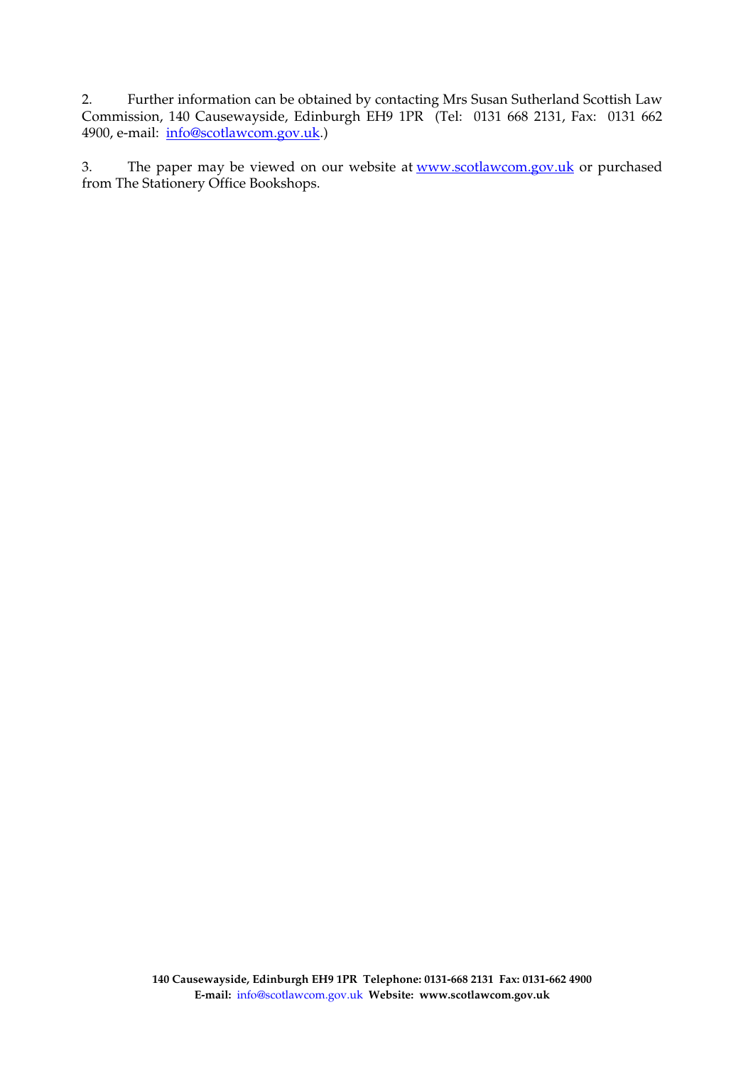2. Further information can be obtained by contacting Mrs Susan Sutherland Scottish Law Commission, 140 Causewayside, Edinburgh EH9 1PR (Tel: 0131 668 2131, Fax: 0131 662 4900, e-mail: info@scotlawcom.gov.uk.)

3. The paper may be viewed on our website at www.scotlawcom.gov.uk or purchased from The Stationery Office Bookshops.